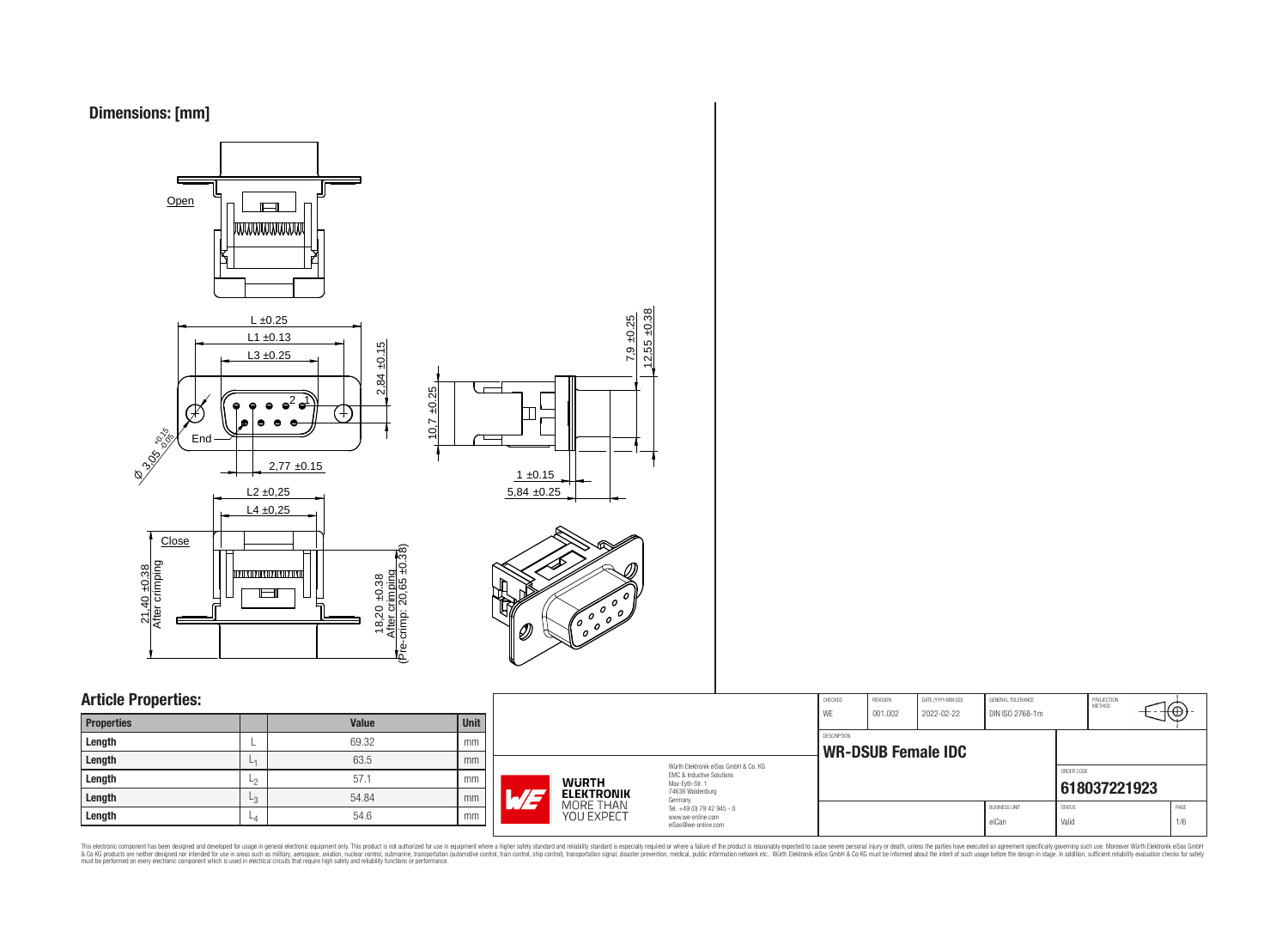## Dimensions: [mm]

Open

L ±0.25

L1 ±0.13

L3 ±0.25

2,84 ±0.15

Ø 3,05 +0.15 -0.05

End

2,77 ±0.15

L2 ±0,25

L4 ±0,25

Close

21,40 ±0.38 After crimping

18,20 ±0.38 After crimping (Pre-crimp: 20,65 ±0.38)

10,7 ±0.25

7,9 ±0.25

12,55 ±0.38

1 ±0.15

5,84 ±0.25

## Article Properties:

| Properties | | Value | Unit |
|---|---|---|---|
| Length | L | 69.32 | mm |
| Length | $L_1$ | 63.5 | mm |
| Length | $L_2$ | 57.1 | mm |
| Length | $L_3$ | 54.84 | mm |
| Length | $L_4$ | 54.6 | mm |

Würth Elektronik eiSos GmbH & Co. KG
EMC & Inductive Solutions
Max-Eyth-Str. 1
74638 Waldenburg
Germany
Tel. +49 (0) 79 42 945 - 0
www.we-online.com
eiSos@we-online.com

WÜRTH ELEKTRONIK MORE THAN YOU EXPECT

| CHECKED | REVISION | DATE (YYYY-MM-DD) | GENERAL TOLERANCE | PROJECTION METHOD |
|---|---|---|---|---|
| WE | 001.002 | 2022-02-22 | DIN ISO 2768-1m | |

DESCRIPTION
**WR-DSUB Female IDC**

ORDER CODE
**618037221923**

| BUSINESS UNIT | STATUS | PAGE |
|---|---|---|
| eiCan | Valid | 1/6 |

This electronic component has been designed and developed for usage in general electronic equipment only. This product is not authorized for use in equipment where a higher safety standard and reliability standard is especially required or where a failure of the product is reasonably expected to cause severe personal injury or death, unless the parties have executed an agreement specifically governing such use. Moreover Würth Elektronik eiSos GmbH & Co KG products are neither designed nor intended for use in areas such as military, aerospace, aviation, nuclear control, submarine, transportation (automotive control, train control, ship control), transportation signal, disaster prevention, medical, public information network etc.. Würth Elektronik eiSos GmbH & Co KG must be informed about the intent of such usage before the design-in stage. In addition, sufficient reliability evaluation checks for safety must be performed on every electronic component which is used in electrical circuits that require high safety and reliability functions or performance.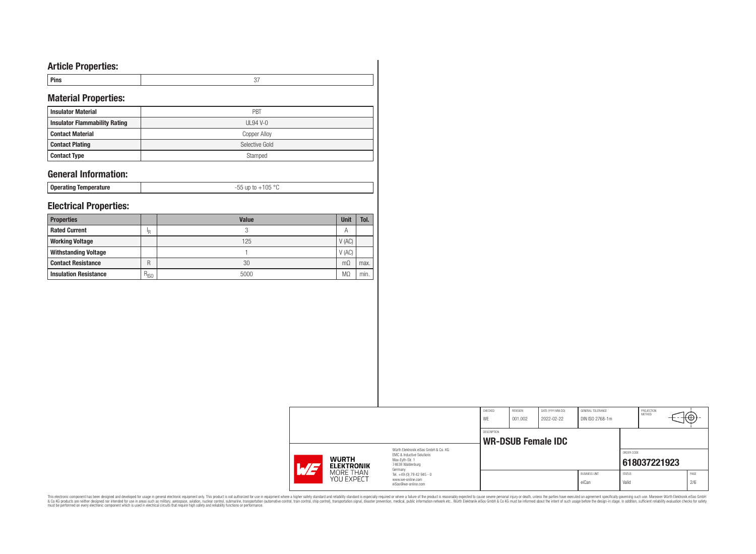## Article Properties:

| Pins | 37 |
|---|---|

## Material Properties:

| Insulator Material | PBT |
|---|---|
| Insulator Flammability Rating | UL94 V-0 |
| Contact Material | Copper Alloy |
| Contact Plating | Selective Gold |
| Contact Type | Stamped |

## General Information:

| Operating Temperature | -55 up to +105 °C |
|---|---|

## Electrical Properties:

| Properties | | Value | Unit | Tol. |
|---|---|---|---|---|
| Rated Current | $I_R$ | 3 | A | |
| Working Voltage | | 125 | V (AC) | |
| Withstanding Voltage | | 1 | V (AC) | |
| Contact Resistance | R | 30 | mΩ | max. |
| Insulation Resistance | $R_{ISO}$ | 5000 | MΩ | min. |

| CHECKED | REVISION | DATE (YYYY-MM-DD) | GENERAL TOLERANCE | PROJECTION METHOD |
|---|---|---|---|---|
| WE | 001.002 | 2022-02-22 | DIN ISO 2768-1m | |

DESCRIPTION: **WR-DSUB Female IDC**

ORDER CODE: **618037221923**

| BUSINESS UNIT | STATUS | PAGE |
|---|---|---|
| eiCan | Valid | 2/6 |

Würth Elektronik eiSos GmbH & Co. KG
EMC & Inductive Solutions
Max-Eyth-Str. 1
74638 Waldenburg
Germany
Tel. +49 (0) 79 42 945 - 0
www.we-online.com
eiSos@we-online.com

WÜRTH ELEKTRONIK MORE THAN YOU EXPECT

This electronic component has been designed and developed for usage in general electronic equipment only. This product is not authorized for use in equipment where a higher safety standard and reliability standard is especially required or where a failure of the product is reasonably expected to cause severe personal injury or death, unless the parties have executed an agreement specifically governing such usage. Moreover Würth Elektronik eiSos GmbH & Co KG products are neither designed nor intended for use in areas such as military, aerospace, aviation, nuclear control, submarine, transportation (automotive control, train control, ship control), transportation signal, disaster prevention, medical, public information network etc.. Würth Elektronik eiSos GmbH & Co KG must be informed about the intent of such usage before the design-in stage. In addition, sufficient reliability evaluation checks for safety must be performed on every electronic component which is used in electrical circuits that require high safety and reliability functions or performance.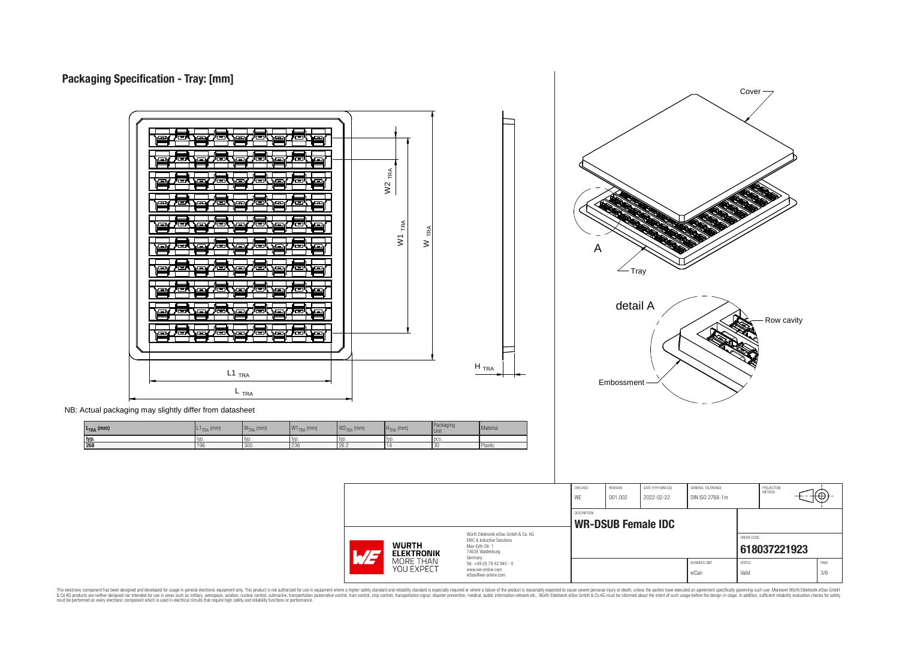# Packaging Specification - Tray: [mm]

Cover

A

Tray

detail A

Row cavity

Embossment

NB: Actual packaging may slightly differ from datasheet

| $L_{TRA}$ (mm) | $L1_{TRA}$ (mm) | $W_{TRA}$ (mm) | $W1_{TRA}$ (mm) | $W2_{TRA}$ (mm) | $H_{TRA}$ (mm) | Packaging Unit | Material |
|---|---|---|---|---|---|---|---|
| typ. | typ. | typ. | typ. | typ. | typ. | pcs. | |
| 268 | 196 | 300 | 236 | 26.2 | 14 | 30 | Plastic |

| CHECKED | REVISION | DATE (YYYY-MM-DD) | GENERAL TOLERANCE | PROJECTION METHOD |
|---|---|---|---|---|
| WE | 001.002 | 2022-02-22 | DIN ISO 2768-1m | |

DESCRIPTION: **WR-DSUB Female IDC**

ORDER CODE: **618037221923**

BUSINESS UNIT: eiCan | STATUS: Valid | PAGE: 3/6

Würth Elektronik eiSos GmbH & Co. KG
EMC & Inductive Solutions
Max-Eyth-Str. 1
74638 Waldenburg
Germany
Tel. +49 (0) 79 42 945 - 0
www.we-online.com
eiSos@we-online.com

This electronic component has been designed and developed for usage in general electronic equipment only. This product is not authorized for use in equipment where a higher safety standard and reliability standard is especially required or where a failure of the product is reasonably expected to cause severe personal injury or death, unless the parties have executed an agreement specifically governing such use. Moreover Würth Elektronik eiSos GmbH & Co KG products are neither designed nor intended for use in areas such as military, aerospace, aviation, nuclear control, submarine, transportation (automotive control, train control, ship control), transportation signal, disaster prevention, medical, public information network etc.. Würth Elektronik eiSos GmbH & Co KG must be informed about the intent of such usage before the design-in stage. In addition, sufficient reliability evaluation checks for safety must be performed on every electronic component which is used in electrical circuits that require high safety and reliability functions or performance.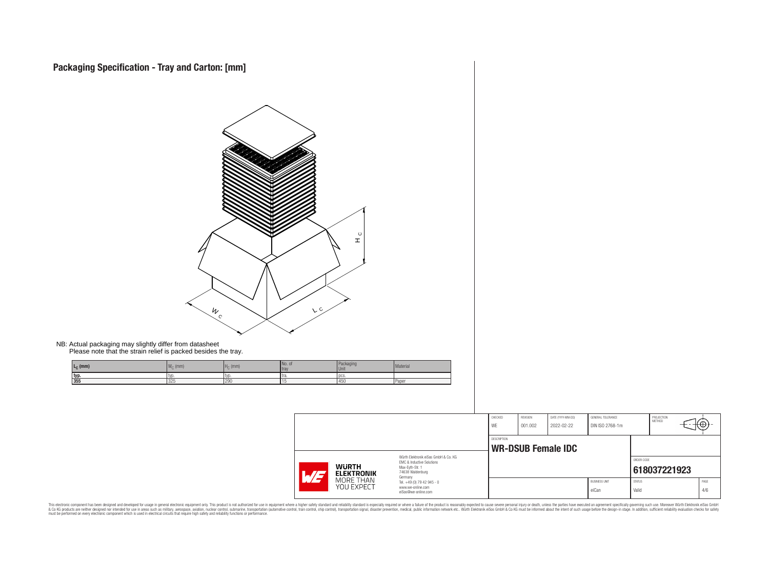# Packaging Specification - Tray and Carton: [mm]

NB: Actual packaging may slightly differ from datasheet
Please note that the strain relief is packed besides the tray.

| $L_C$ (mm) | $W_C$ (mm) | $H_C$ (mm) | No. of tray | Packaging Unit | Material |
|---|---|---|---|---|---|
| typ. | typ. | typ. | tra. | pcs. | |
| 355 | 325 | 290 | 15 | 450 | Paper |

| CHECKED | REVISION | DATE (YYYY-MM-DD) | GENERAL TOLERANCE | PROJECTION METHOD |
|---|---|---|---|---|
| WE | 001.002 | 2022-02-22 | DIN ISO 2768-1m | |

DESCRIPTION
**WR-DSUB Female IDC**

ORDER CODE
**618037221923**

| BUSINESS UNIT | STATUS | PAGE |
|---|---|---|
| eiCan | Valid | 4/6 |

Würth Elektronik eiSos GmbH & Co. KG
EMC & Inductive Solutions
Max-Eyth-Str. 1
74638 Waldenburg
Germany
Tel. +49 (0) 79 42 945 - 0
www.we-online.com
eiSos@we-online.com

WÜRTH ELEKTRONIK MORE THAN YOU EXPECT

This electronic component has been designed and developed for usage in general electronic equipment only. This product is not authorized for use in equipment where a higher safety standard and reliability standard is especially required or where a failure of the product is reasonably expected to cause severe personal injury or death, unless the parties have executed an agreement specifically governing such use. Moreover Würth Elektronik eiSos GmbH & Co KG products are neither designed nor intended for use in areas such as military, aerospace, aviation, nuclear control, submarine, transportation (automotive control, train control, ship control), transportation signal, disaster prevention, medical, public information network etc.. Würth Elektronik eiSos GmbH & Co KG must be informed about the intent of such usage before the design-in stage. In addition, sufficient reliability evaluation checks for safety must be performed on every electronic component which is used in electrical circuits that require high safety and reliability functions or performance.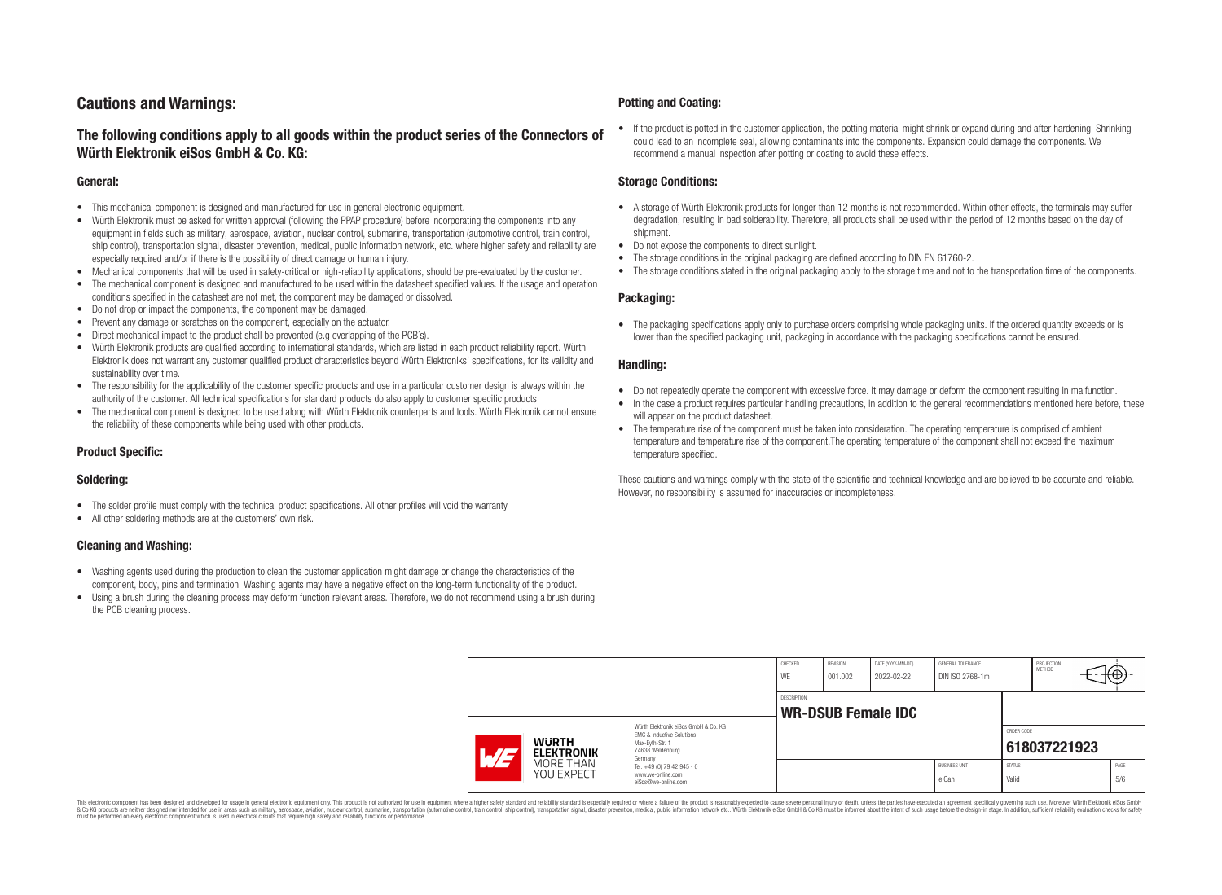# Cautions and Warnings:

## The following conditions apply to all goods within the product series of the Connectors of Würth Elektronik eiSos GmbH & Co. KG:

### General:

- This mechanical component is designed and manufactured for use in general electronic equipment.
- Würth Elektronik must be asked for written approval (following the PPAP procedure) before incorporating the components into any equipment in fields such as military, aerospace, aviation, nuclear control, submarine, transportation (automotive control, train control, ship control), transportation signal, disaster prevention, medical, public information network, etc. where higher safety and reliability are especially required and/or if there is the possibility of direct damage or human injury.
- Mechanical components that will be used in safety-critical or high-reliability applications, should be pre-evaluated by the customer.
- The mechanical component is designed and manufactured to be used within the datasheet specified values. If the usage and operation conditions specified in the datasheet are not met, the component may be damaged or dissolved.
- Do not drop or impact the components, the component may be damaged.
- Prevent any damage or scratches on the component, especially on the actuator.
- Direct mechanical impact to the product shall be prevented (e.g overlapping of the PCB´s).
- Würth Elektronik products are qualified according to international standards, which are listed in each product reliability report. Würth Elektronik does not warrant any customer qualified product characteristics beyond Würth Elektroniks' specifications, for its validity and sustainability over time.
- The responsibility for the applicability of the customer specific products and use in a particular customer design is always within the authority of the customer. All technical specifications for standard products do also apply to customer specific products.
- The mechanical component is designed to be used along with Würth Elektronik counterparts and tools. Würth Elektronik cannot ensure the reliability of these components while being used with other products.

### Product Specific:

### Soldering:

- The solder profile must comply with the technical product specifications. All other profiles will void the warranty.
- All other soldering methods are at the customers' own risk.

### Cleaning and Washing:

- Washing agents used during the production to clean the customer application might damage or change the characteristics of the component, body, pins and termination. Washing agents may have a negative effect on the long-term functionality of the product.
- Using a brush during the cleaning process may deform function relevant areas. Therefore, we do not recommend using a brush during the PCB cleaning process.

### Potting and Coating:

- If the product is potted in the customer application, the potting material might shrink or expand during and after hardening. Shrinking could lead to an incomplete seal, allowing contaminants into the components. Expansion could damage the components. We recommend a manual inspection after potting or coating to avoid these effects.

### Storage Conditions:

- A storage of Würth Elektronik products for longer than 12 months is not recommended. Within other effects, the terminals may suffer degradation, resulting in bad solderability. Therefore, all products shall be used within the period of 12 months based on the day of shipment.
- Do not expose the components to direct sunlight.
- The storage conditions in the original packaging are defined according to DIN EN 61760-2.
- The storage conditions stated in the original packaging apply to the storage time and not to the transportation time of the components.

### Packaging:

- The packaging specifications apply only to purchase orders comprising whole packaging units. If the ordered quantity exceeds or is lower than the specified packaging unit, packaging in accordance with the packaging specifications cannot be ensured.

### Handling:

- Do not repeatedly operate the component with excessive force. It may damage or deform the component resulting in malfunction.
- In the case a product requires particular handling precautions, in addition to the general recommendations mentioned here before, these will appear on the product datasheet.
- The temperature rise of the component must be taken into consideration. The operating temperature is comprised of ambient temperature and temperature rise of the component.The operating temperature of the component shall not exceed the maximum temperature specified.

These cautions and warnings comply with the state of the scientific and technical knowledge and are believed to be accurate and reliable. However, no responsibility is assumed for inaccuracies or incompleteness.

| CHECKED | REVISION | DATE (YYYY-MM-DD) | GENERAL TOLERANCE | PROJECTION METHOD |
|---|---|---|---|---|
| WE | 001.002 | 2022-02-22 | DIN ISO 2768-1m | |

DESCRIPTION: **WR-DSUB Female IDC**

Würth Elektronik eiSos GmbH & Co. KG
EMC & Inductive Solutions
Max-Eyth-Str. 1
74638 Waldenburg
Germany
Tel. +49 (0) 79 42 945 - 0
www.we-online.com
eiSos@we-online.com

| ORDER CODE | BUSINESS UNIT | STATUS | PAGE |
|---|---|---|---|
| 618037221923 | eiCan | Valid | 5/6 |

This electronic component has been designed and developed for usage in general electronic equipment only. This product is not authorized for use in equipment where a higher safety standard and reliability standard is especially required or where a failure of the product is reasonably expected to cause severe personal injury or death, unless the parties have executed an agreement specifically governing such usage. Moreover Würth Elektronik eiSos GmbH & Co KG products are neither designed nor intended for use in areas such as military, aerospace, aviation, nuclear control, submarine, transportation (automotive control, train control, ship control), transportation signal, disaster prevention, medical, public information network etc.. Würth Elektronik eiSos GmbH & Co KG must be informed about the intent of such usage before the design-in stage. In addition, sufficient reliability evaluation checks for safety must be performed on every electronic component which is used in electrical circuits that require high safety and reliability functions or performance.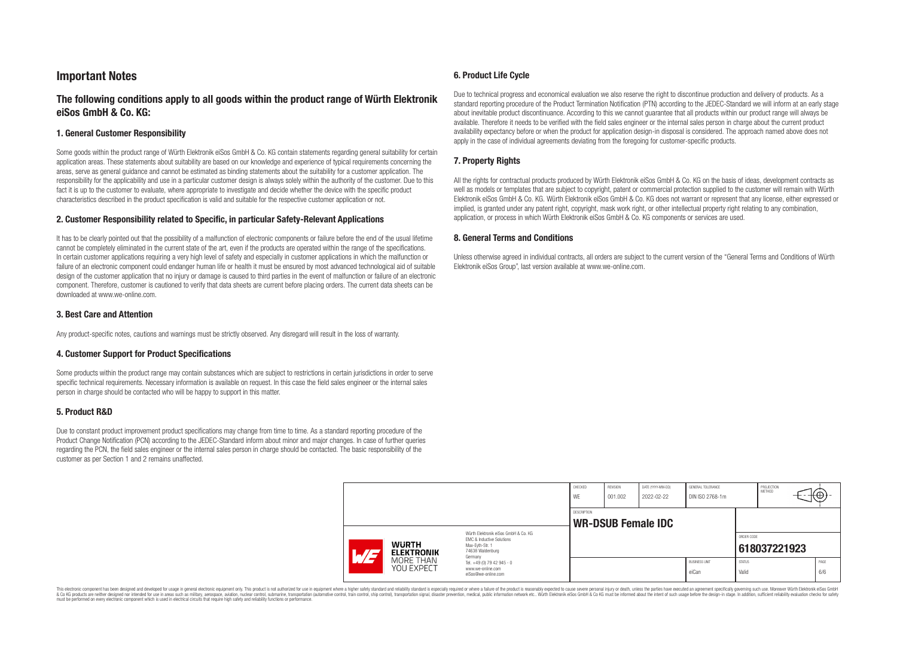# Important Notes

## The following conditions apply to all goods within the product range of Würth Elektronik eiSos GmbH & Co. KG:

### 1. General Customer Responsibility

Some goods within the product range of Würth Elektronik eiSos GmbH & Co. KG contain statements regarding general suitability for certain application areas. These statements about suitability are based on our knowledge and experience of typical requirements concerning the areas, serve as general guidance and cannot be estimated as binding statements about the suitability for a customer application. The responsibility for the applicability and use in a particular customer design is always solely within the authority of the customer. Due to this fact it is up to the customer to evaluate, where appropriate to investigate and decide whether the device with the specific product characteristics described in the product specification is valid and suitable for the respective customer application or not.

### 2. Customer Responsibility related to Specific, in particular Safety-Relevant Applications

It has to be clearly pointed out that the possibility of a malfunction of electronic components or failure before the end of the usual lifetime cannot be completely eliminated in the current state of the art, even if the products are operated within the range of the specifications. In certain customer applications requiring a very high level of safety and especially in customer applications in which the malfunction or failure of an electronic component could endanger human life or health it must be ensured by most advanced technological aid of suitable design of the customer application that no injury or damage is caused to third parties in the event of malfunction or failure of an electronic component. Therefore, customer is cautioned to verify that data sheets are current before placing orders. The current data sheets can be downloaded at www.we-online.com.

### 3. Best Care and Attention

Any product-specific notes, cautions and warnings must be strictly observed. Any disregard will result in the loss of warranty.

### 4. Customer Support for Product Specifications

Some products within the product range may contain substances which are subject to restrictions in certain jurisdictions in order to serve specific technical requirements. Necessary information is available on request. In this case the field sales engineer or the internal sales person in charge should be contacted who will be happy to support in this matter.

### 5. Product R&D

Due to constant product improvement product specifications may change from time to time. As a standard reporting procedure of the Product Change Notification (PCN) according to the JEDEC-Standard inform about minor and major changes. In case of further queries regarding the PCN, the field sales engineer or the internal sales person in charge should be contacted. The basic responsibility of the customer as per Section 1 and 2 remains unaffected.

### 6. Product Life Cycle

Due to technical progress and economical evaluation we also reserve the right to discontinue production and delivery of products. As a standard reporting procedure of the Product Termination Notification (PTN) according to the JEDEC-Standard we will inform at an early stage about inevitable product discontinuance. According to this we cannot guarantee that all products within our product range will always be available. Therefore it needs to be verified with the field sales engineer or the internal sales person in charge about the current product availability expectancy before or when the product for application design-in disposal is considered. The approach named above does not apply in the case of individual agreements deviating from the foregoing for customer-specific products.

### 7. Property Rights

All the rights for contractual products produced by Würth Elektronik eiSos GmbH & Co. KG on the basis of ideas, development contracts as well as models or templates that are subject to copyright, patent or commercial protection supplied to the customer will remain with Würth Elektronik eiSos GmbH & Co. KG. Würth Elektronik eiSos GmbH & Co. KG does not warrant or represent that any license, either expressed or implied, is granted under any patent right, copyright, mask work right, or other intellectual property right relating to any combination, application, or process in which Würth Elektronik eiSos GmbH & Co. KG components or services are used.

### 8. General Terms and Conditions

Unless otherwise agreed in individual contracts, all orders are subject to the current version of the "General Terms and Conditions of Würth Elektronik eiSos Group", last version available at www.we-online.com.

| CHECKED | REVISION | DATE (YYYY-MM-DD) | GENERAL TOLERANCE | PROJECTION METHOD |
| --- | --- | --- | --- | --- |
| WE | 001.002 | 2022-02-22 | DIN ISO 2768-1m | |

| | |
| --- | --- |
| DESCRIPTION | WR-DSUB Female IDC |
| ORDER CODE | 618037221923 |
| BUSINESS UNIT | eiCan |
| STATUS | Valid |
| PAGE | 6/6 |

Würth Elektronik eiSos GmbH & Co. KG
EMC & Inductive Solutions
Max-Eyth-Str. 1
74638 Waldenburg
Germany
Tel. +49 (0) 79 42 945 - 0
www.we-online.com
eiSos@we-online.com

WÜRTH ELEKTRONIK MORE THAN YOU EXPECT

This electronic component has been designed and developed for usage in general electronic equipment only. This product is not authorized for use in equipment where a higher safety standard and reliability standard is especially required or where a failure of the product is reasonably expected to cause severe personal injury or death, unless the parties have executed an agreement specifically governing such use. Moreover Würth Elektronik eiSos GmbH & Co KG products are neither designed nor intended for use in areas such as military, aerospace, aviation, nuclear control, submarine, transportation (automotive control, train control, ship control), transportation signal, disaster prevention, medical, public information network etc.. Würth Elektronik eiSos GmbH & Co KG must be informed about the intent of such usage before the design-in stage. In addition, sufficient reliability evaluation checks for safety must be performed on every electronic component which is used in electrical circuits that require high safety and reliability functions or performance.